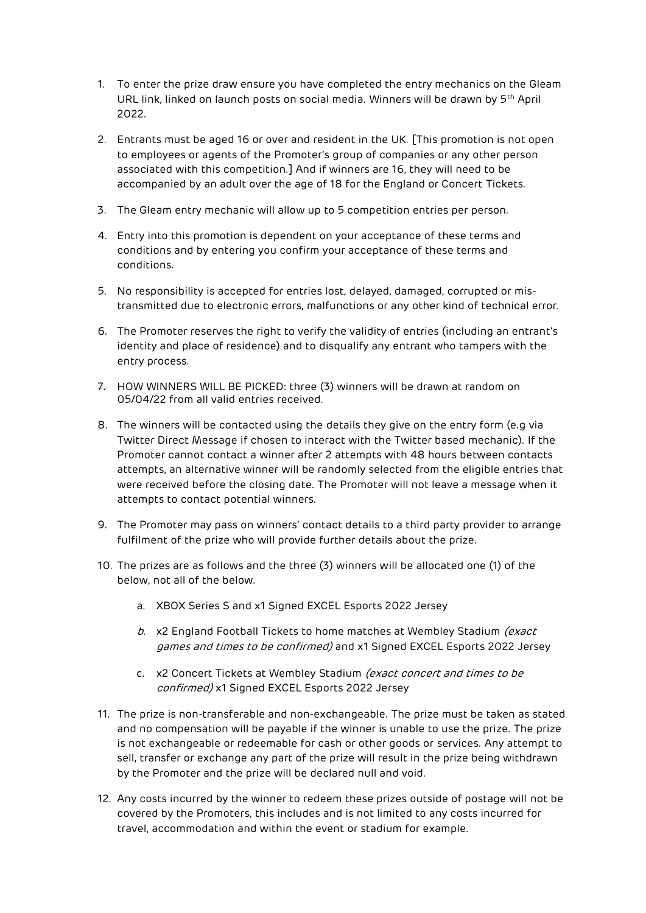1. To enter the prize draw ensure you have completed the entry mechanics on the Gleam URL link, linked on launch posts on social media. Winners will be drawn by 5th April 2022.

2. Entrants must be aged 16 or over and resident in the UK. [This promotion is not open to employees or agents of the Promoter's group of companies or any other person associated with this competition.] And if winners are 16, they will need to be accompanied by an adult over the age of 18 for the England or Concert Tickets.

3. The Gleam entry mechanic will allow up to 5 competition entries per person.

4. Entry into this promotion is dependent on your acceptance of these terms and conditions and by entering you confirm your acceptance of these terms and conditions.

5. No responsibility is accepted for entries lost, delayed, damaged, corrupted or mis-transmitted due to electronic errors, malfunctions or any other kind of technical error.

6. The Promoter reserves the right to verify the validity of entries (including an entrant's identity and place of residence) and to disqualify any entrant who tampers with the entry process.

7. HOW WINNERS WILL BE PICKED: three (3) winners will be drawn at random on 05/04/22 from all valid entries received.

8. The winners will be contacted using the details they give on the entry form (e.g via Twitter Direct Message if chosen to interact with the Twitter based mechanic). If the Promoter cannot contact a winner after 2 attempts with 48 hours between contacts attempts, an alternative winner will be randomly selected from the eligible entries that were received before the closing date. The Promoter will not leave a message when it attempts to contact potential winners.

9. The Promoter may pass on winners' contact details to a third party provider to arrange fulfilment of the prize who will provide further details about the prize.

10. The prizes are as follows and the three (3) winners will be allocated one (1) of the below, not all of the below.

    a. XBOX Series S and x1 Signed EXCEL Esports 2022 Jersey

    b. x2 England Football Tickets to home matches at Wembley Stadium *(exact games and times to be confirmed)* and x1 Signed EXCEL Esports 2022 Jersey

    c. x2 Concert Tickets at Wembley Stadium *(exact concert and times to be confirmed)* x1 Signed EXCEL Esports 2022 Jersey

11. The prize is non-transferable and non-exchangeable. The prize must be taken as stated and no compensation will be payable if the winner is unable to use the prize. The prize is not exchangeable or redeemable for cash or other goods or services. Any attempt to sell, transfer or exchange any part of the prize will result in the prize being withdrawn by the Promoter and the prize will be declared null and void.

12. Any costs incurred by the winner to redeem these prizes outside of postage will not be covered by the Promoters, this includes and is not limited to any costs incurred for travel, accommodation and within the event or stadium for example.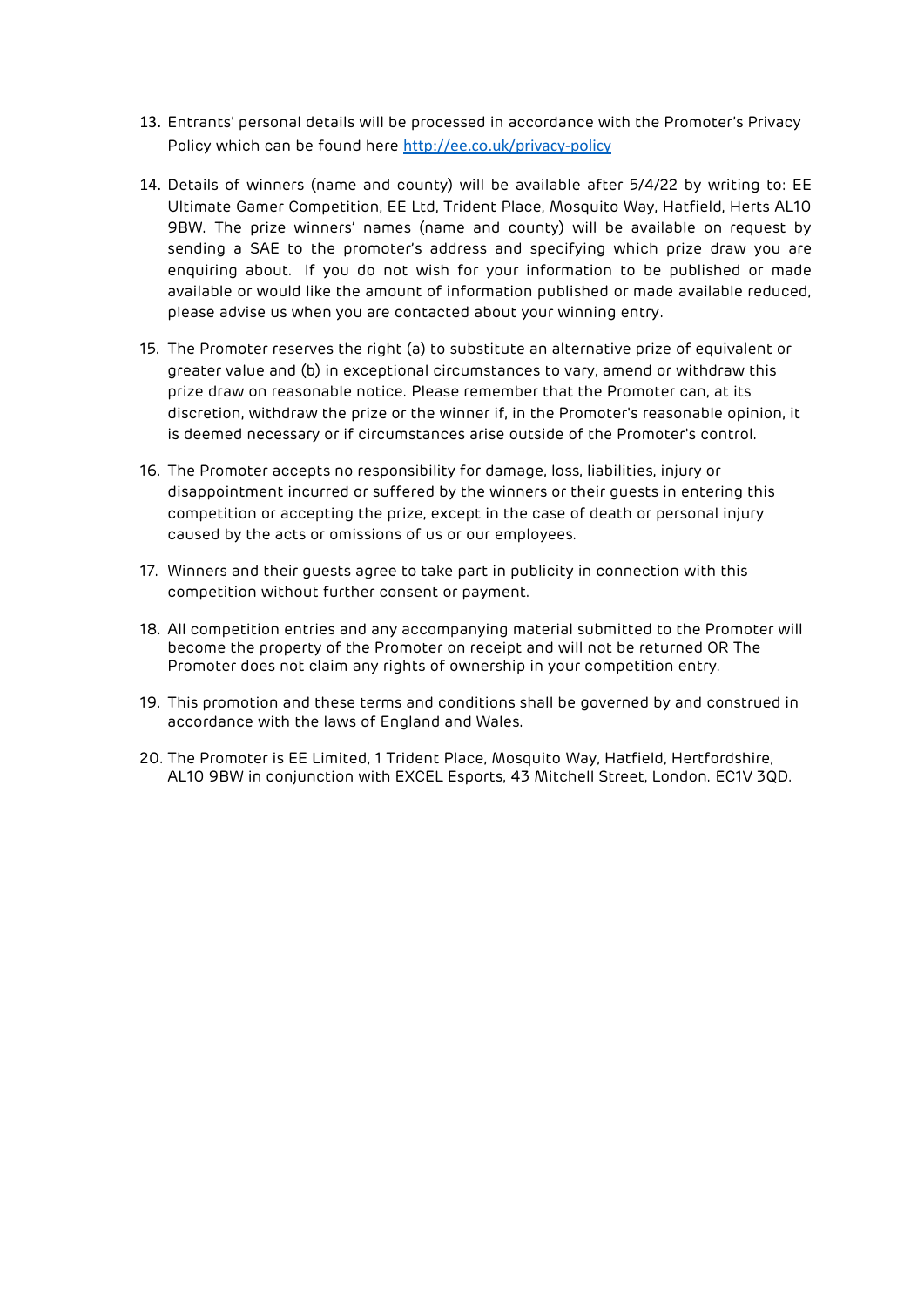13. Entrants' personal details will be processed in accordance with the Promoter's Privacy Policy which can be found here [http://ee.co.uk/privacy-policy](http://ee.co.uk/privacy-policy)

14. Details of winners (name and county) will be available after 5/4/22 by writing to: EE Ultimate Gamer Competition, EE Ltd, Trident Place, Mosquito Way, Hatfield, Herts AL10 9BW. The prize winners' names (name and county) will be available on request by sending a SAE to the promoter's address and specifying which prize draw you are enquiring about. If you do not wish for your information to be published or made available or would like the amount of information published or made available reduced, please advise us when you are contacted about your winning entry.

15. The Promoter reserves the right (a) to substitute an alternative prize of equivalent or greater value and (b) in exceptional circumstances to vary, amend or withdraw this prize draw on reasonable notice. Please remember that the Promoter can, at its discretion, withdraw the prize or the winner if, in the Promoter's reasonable opinion, it is deemed necessary or if circumstances arise outside of the Promoter's control.

16. The Promoter accepts no responsibility for damage, loss, liabilities, injury or disappointment incurred or suffered by the winners or their guests in entering this competition or accepting the prize, except in the case of death or personal injury caused by the acts or omissions of us or our employees.

17. Winners and their guests agree to take part in publicity in connection with this competition without further consent or payment.

18. All competition entries and any accompanying material submitted to the Promoter will become the property of the Promoter on receipt and will not be returned OR The Promoter does not claim any rights of ownership in your competition entry.

19. This promotion and these terms and conditions shall be governed by and construed in accordance with the laws of England and Wales.

20. The Promoter is EE Limited, 1 Trident Place, Mosquito Way, Hatfield, Hertfordshire, AL10 9BW in conjunction with EXCEL Esports, 43 Mitchell Street, London. EC1V 3QD.